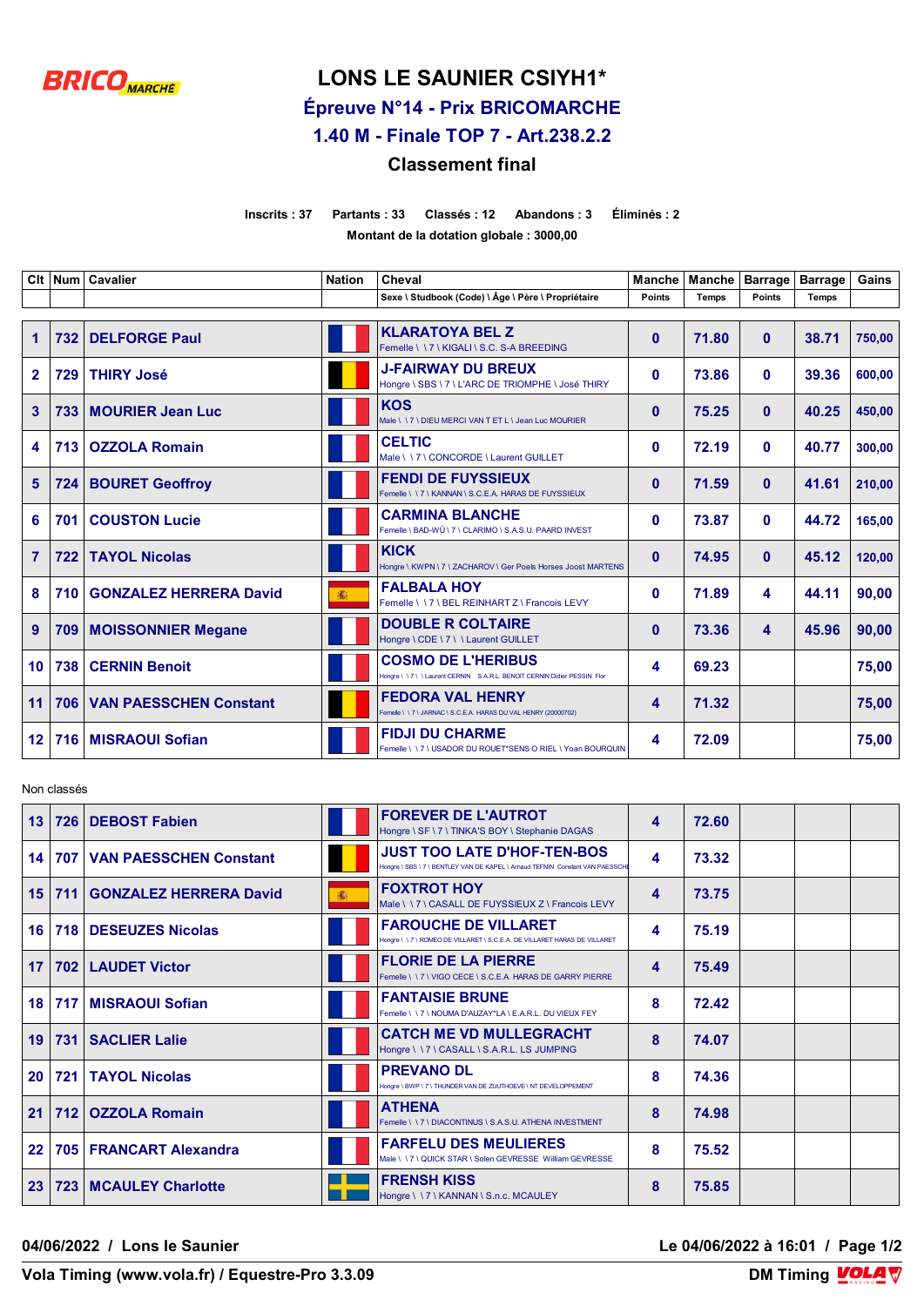# LONS LE SAUNIER CSIYH1*

## Épreuve N°14 - Prix BRICOMARCHE

## 1.40 M - Finale TOP 7 - Art.238.2.2

### Classement final

**Inscrits : 37 Partants : 33 Classés : 12 Abandons : 3 Éliminés : 2**

**Montant de la dotation globale : 3000,00**

| Clt | Num | Cavalier | Nation | Cheval<br>Sexe \ Studbook (Code) \ Âge \ Père \ Propriétaire | Manche<br>Points | Manche<br>Temps | Barrage<br>Points | Barrage<br>Temps | Gains |
|---|---|---|---|---|---|---|---|---|---|
| 1 | 732 | DELFORGE Paul | | KLARATOYA BEL Z<br>Femelle \ \ 7 \ KIGALI \ S.C. S-A BREEDING | 0 | 71.80 | 0 | 38.71 | 750,00 |
| 2 | 729 | THIRY José | | J-FAIRWAY DU BREUX<br>Hongre \ SBS \ 7 \ L'ARC DE TRIOMPHE \ José THIRY | 0 | 73.86 | 0 | 39.36 | 600,00 |
| 3 | 733 | MOURIER Jean Luc | | KOS<br>Male \ \ 7 \ DIEU MERCI VAN T ET L \ Jean Luc MOURIER | 0 | 75.25 | 0 | 40.25 | 450,00 |
| 4 | 713 | OZZOLA Romain | | CELTIC<br>Male \ \ 7 \ CONCORDE \ Laurent GUILLET | 0 | 72.19 | 0 | 40.77 | 300,00 |
| 5 | 724 | BOURET Geoffroy | | FENDI DE FUYSSIEUX<br>Femelle \ \ 7 \ KANNAN \ S.C.E.A. HARAS DE FUYSSIEUX | 0 | 71.59 | 0 | 41.61 | 210,00 |
| 6 | 701 | COUSTON Lucie | | CARMINA BLANCHE<br>Femelle \ BAD-WÜ \ 7 \ CLARIMO \ S.A.S.U. PAARD INVEST | 0 | 73.87 | 0 | 44.72 | 165,00 |
| 7 | 722 | TAYOL Nicolas | | KICK<br>Hongre \ KWPN \ 7 \ ZACHAROV \ Ger Poels Horses Joost MARTENS | 0 | 74.95 | 0 | 45.12 | 120,00 |
| 8 | 710 | GONZALEZ HERRERA David | | FALBALA HOY<br>Femelle \ \ 7 \ BEL REINHART Z \ Francois LEVY | 0 | 71.89 | 4 | 44.11 | 90,00 |
| 9 | 709 | MOISSONNIER Megane | | DOUBLE R COLTAIRE<br>Hongre \ CDE \ 7 \ \ Laurent GUILLET | 0 | 73.36 | 4 | 45.96 | 90,00 |
| 10 | 738 | CERNIN Benoit | | COSMO DE L'HERIBUS<br>Hongre \ \ 7 \ \ Laurent CERNIN S.A.R.L. BENOIT CERNIN Didier PESSIN Flor | 4 | 69.23 | | | 75,00 |
| 11 | 706 | VAN PAESSCHEN Constant | | FEDORA VAL HENRY<br>Femelle \ \ 7 \ JARNAC \ S.C.E.A. HARAS DU VAL HENRY (20000702) | 4 | 71.32 | | | 75,00 |
| 12 | 716 | MISRAOUI Sofian | | FIDJI DU CHARME<br>Femelle \ \ 7 \ USADOR DU ROUET*SENS O RIEL \ Yoan BOURQUIN | 4 | 72.09 | | | 75,00 |

Non classés

| Clt | Num | Cavalier | Nation | Cheval | Manche Points | Manche Temps | Barrage Points | Barrage Temps | Gains |
|---|---|---|---|---|---|---|---|---|---|
| 13 | 726 | DEBOST Fabien | | FOREVER DE L'AUTROT<br>Hongre \ SF \ 7 \ TINKA'S BOY \ Stephanie DAGAS | 4 | 72.60 | | | |
| 14 | 707 | VAN PAESSCHEN Constant | | JUST TOO LATE D'HOF-TEN-BOS<br>Hongre \ SBS \ 7 \ BENTLEY VAN DE KAPEL \ Arnaud TEFNIN Constant VAN PAESSCH | 4 | 73.32 | | | |
| 15 | 711 | GONZALEZ HERRERA David | | FOXTROT HOY<br>Male \ \ 7 \ CASALL DE FUYSSIEUX Z \ Francois LEVY | 4 | 73.75 | | | |
| 16 | 718 | DESEUZES Nicolas | | FAROUCHE DE VILLARET<br>Hongre \ \ 7 \ ROMEO DE VILLARET \ S.C.E.A. DE VILLARET HARAS DE VILLARET | 4 | 75.19 | | | |
| 17 | 702 | LAUDET Victor | | FLORIE DE LA PIERRE<br>Femelle \ \ 7 \ VIGO CECE \ S.C.E.A. HARAS DE GARRY PIERRE | 4 | 75.49 | | | |
| 18 | 717 | MISRAOUI Sofian | | FANTAISIE BRUNE<br>Femelle \ \ 7 \ NOUMA D'AUZAY*LA \ E.A.R.L. DU VIEUX FEY | 8 | 72.42 | | | |
| 19 | 731 | SACLIER Lalie | | CATCH ME VD MULLEGRACHT<br>Hongre \ \ 7 \ CASALL \ S.A.R.L. LS JUMPING | 8 | 74.07 | | | |
| 20 | 721 | TAYOL Nicolas | | PREVANO DL<br>Hongre \ BWP \ 7 \ THUNDER VAN DE ZUUTHOEVE \ NT DEVELOPPEMENT | 8 | 74.36 | | | |
| 21 | 712 | OZZOLA Romain | | ATHENA<br>Femelle \ \ 7 \ DIACONTINUS \ S.A.S.U. ATHENA INVESTMENT | 8 | 74.98 | | | |
| 22 | 705 | FRANCART Alexandra | | FARFELU DES MEULIERES<br>Male \ \ 7 \ QUICK STAR \ Solen GEVRESSE William GEVRESSE | 8 | 75.52 | | | |
| 23 | 723 | MCAULEY Charlotte | | FRENSH KISS<br>Hongre \ \ 7 \ KANNAN \ S.n.c. MCAULEY | 8 | 75.85 | | | |

04/06/2022 / Lons le Saunier

Vola Timing (www.vola.fr) / Equestre-Pro 3.3.09

DM Timing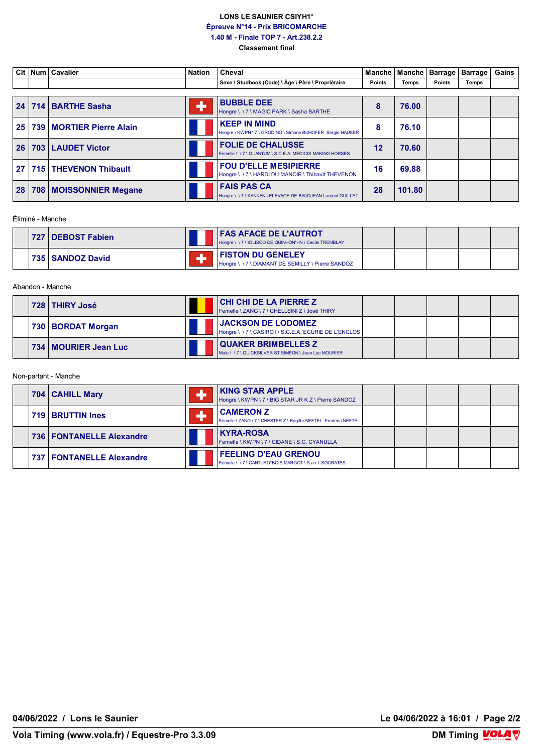**LONS LE SAUNIER CSIYH1***

**Épreuve N°14 - Prix BRICOMARCHE**

**1.40 M - Finale TOP 7 - Art.238.2.2**

**Classement final**

| Clt | Num | Cavalier | Nation | Cheval<br>Sexe \ Studbook (Code) \ Âge \ Père \ Propriétaire | Manche Points | Manche Temps | Barrage Points | Barrage Temps | Gains |
|---|---|---|---|---|---|---|---|---|---|
| 24 | 714 | **BARTHE Sasha** | SUI | **BUBBLE DEE**<br>Hongre \ \ 7 \ MAGIC PARK \ Sasha BARTHE | 8 | 76.00 | | | |
| 25 | 739 | **MORTIER Pierre Alain** | FRA | **KEEP IN MIND**<br>Hongre \ KWPN \ 7 \ GRODINO \ Simone BUHOFER Sergio HAUSER | 8 | 76.10 | | | |
| 26 | 703 | **LAUDET Victor** | FRA | **FOLIE DE CHALUSSE**<br>Femelle \ \ 7 \ QUANTUM \ S.C.E.A. MEDICIS MAKING HORSES | 12 | 70.60 | | | |
| 27 | 715 | **THEVENON Thibault** | FRA | **FOU D'ELLE MESIPIERRE**<br>Hongre \ \ 7 \ HARDI DU MANOIR \ Thibault THEVENON | 16 | 69.88 | | | |
| 28 | 708 | **MOISSONNIER Megane** | FRA | **FAIS PAS CA**<br>Hongre \ \ 7 \ KANNAN \ ELEVAGE DE BAUDJEAN Laurent GUILLET | 28 | 101.80 | | | |

Éliminé - Manche

| Clt | Num | Cavalier | Nation | Cheval | Manche Points | Manche Temps | Barrage Points | Barrage Temps | Gains |
|---|---|---|---|---|---|---|---|---|---|
| | 727 | **DEBOST Fabien** | FRA | **FAS AFACE DE L'AUTROT**<br>Hongre \ \ 7 \ IOLISCO DE QUINHON*HN \ Cecile TREMBLAY | | | | | |
| | 735 | **SANDOZ David** | SUI | **FISTON DU GENELEY**<br>Hongre \ \ 7 \ DIAMANT DE SEMILLY \ Pierre SANDOZ | | | | | |

Abandon - Manche

| Clt | Num | Cavalier | Nation | Cheval | Manche Points | Manche Temps | Barrage Points | Barrage Temps | Gains |
|---|---|---|---|---|---|---|---|---|---|
| | 728 | **THIRY José** | BEL | **CHI CHI DE LA PIERRE Z**<br>Femelle \ ZANG \ 7 \ CHELLSINI Z \ José THIRY | | | | | |
| | 730 | **BORDAT Morgan** | FRA | **JACKSON DE LODOMEZ**<br>Hongre \ \ 7 \ CASIRO I \ S.C.E.A. ECURIE DE L'ENCLOS | | | | | |
| | 734 | **MOURIER Jean Luc** | FRA | **QUAKER BRIMBELLES Z**<br>Male \ \ 7 \ QUICKSILVER ST SIMEON \ Jean Luc MOURIER | | | | | |

Non-partant - Manche

| Clt | Num | Cavalier | Nation | Cheval | Manche Points | Manche Temps | Barrage Points | Barrage Temps | Gains |
|---|---|---|---|---|---|---|---|---|---|
| | 704 | **CAHILL Mary** | SUI | **KING STAR APPLE**<br>Hongre \ KWPN \ 7 \ BIG STAR JR K Z \ Pierre SANDOZ | | | | | |
| | 719 | **BRUTTIN Ines** | SUI | **CAMERON Z**<br>Femelle \ ZANG \ 7 \ CHESTER Z \ Brigitte NEFTEL Frederic NEFTEL | | | | | |
| | 736 | **FONTANELLE Alexandre** | FRA | **KYRA-ROSA**<br>Femelle \ KWPN \ 7 \ CIDANE \ S.C. CYANULLA | | | | | |
| | 737 | **FONTANELLE Alexandre** | FRA | **FEELING D'EAU GRENOU**<br>Femelle \ \ 7 \ CANTURO*BOIS MARGOT \ S.a.r.l. SOCRATES | | | | | |

**04/06/2022 / Lons le Saunier** — **Le 04/06/2022 à 16:01**

**Vola Timing (www.vola.fr) / Equestre-Pro 3.3.09** — **DM Timing**